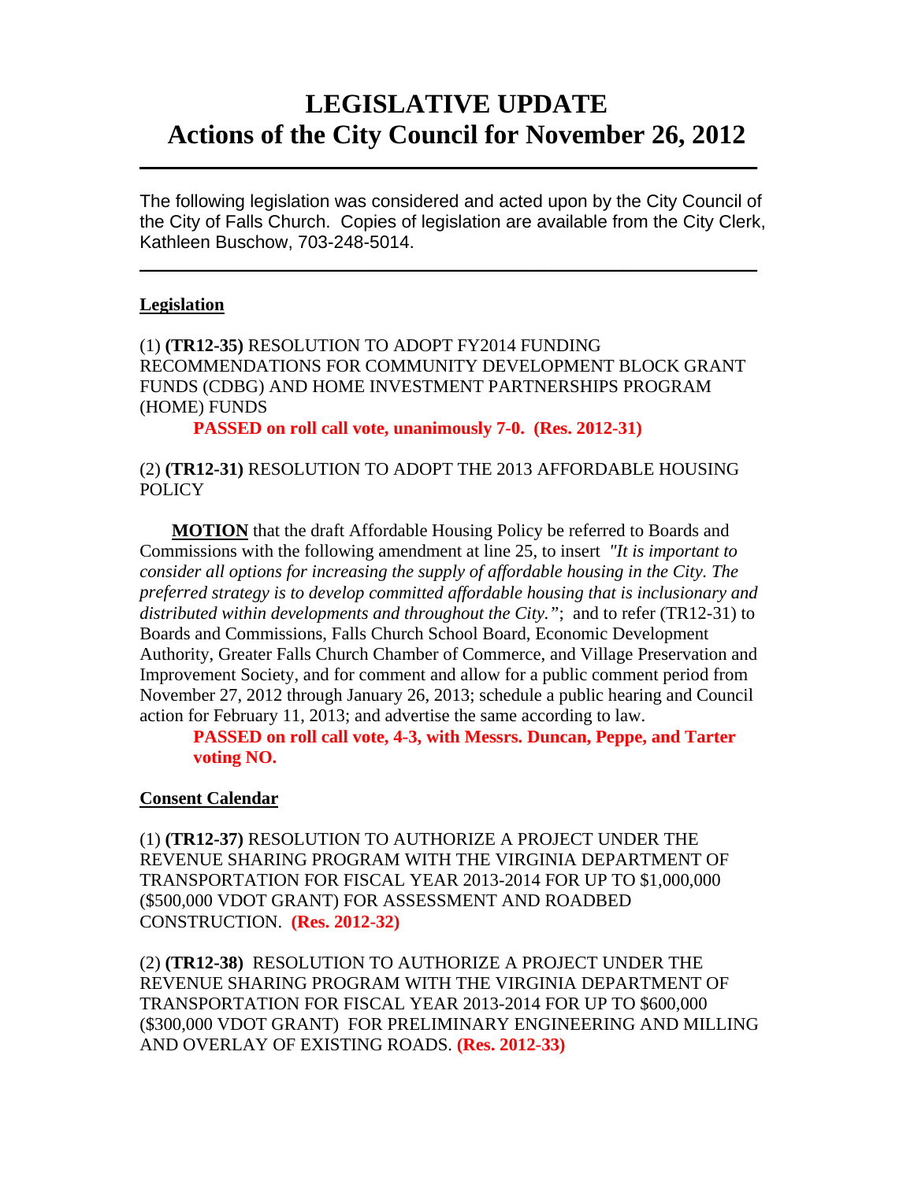# LEGISLATIVE UPDATE
# Actions of the City Council for November 26, 2012

---

The following legislation was considered and acted upon by the City Council of the City of Falls Church. Copies of legislation are available from the City Clerk, Kathleen Buschow, 703-248-5014.

---

## Legislation

(1) **(TR12-35)** RESOLUTION TO ADOPT FY2014 FUNDING RECOMMENDATIONS FOR COMMUNITY DEVELOPMENT BLOCK GRANT FUNDS (CDBG) AND HOME INVESTMENT PARTNERSHIPS PROGRAM (HOME) FUNDS

**PASSED on roll call vote, unanimously 7-0. (Res. 2012-31)**

(2) **(TR12-31)** RESOLUTION TO ADOPT THE 2013 AFFORDABLE HOUSING POLICY

**MOTION** that the draft Affordable Housing Policy be referred to Boards and Commissions with the following amendment at line 25, to insert *"It is important to consider all options for increasing the supply of affordable housing in the City. The preferred strategy is to develop committed affordable housing that is inclusionary and distributed within developments and throughout the City."*; and to refer (TR12-31) to Boards and Commissions, Falls Church School Board, Economic Development Authority, Greater Falls Church Chamber of Commerce, and Village Preservation and Improvement Society, and for comment and allow for a public comment period from November 27, 2012 through January 26, 2013; schedule a public hearing and Council action for February 11, 2013; and advertise the same according to law.

**PASSED on roll call vote, 4-3, with Messrs. Duncan, Peppe, and Tarter voting NO.**

## Consent Calendar

(1) **(TR12-37)** RESOLUTION TO AUTHORIZE A PROJECT UNDER THE REVENUE SHARING PROGRAM WITH THE VIRGINIA DEPARTMENT OF TRANSPORTATION FOR FISCAL YEAR 2013-2014 FOR UP TO $1,000,000 ($500,000 VDOT GRANT) FOR ASSESSMENT AND ROADBED CONSTRUCTION. **(Res. 2012-32)**

(2) **(TR12-38)** RESOLUTION TO AUTHORIZE A PROJECT UNDER THE REVENUE SHARING PROGRAM WITH THE VIRGINIA DEPARTMENT OF TRANSPORTATION FOR FISCAL YEAR 2013-2014 FOR UP TO $600,000 ($300,000 VDOT GRANT) FOR PRELIMINARY ENGINEERING AND MILLING AND OVERLAY OF EXISTING ROADS. **(Res. 2012-33)**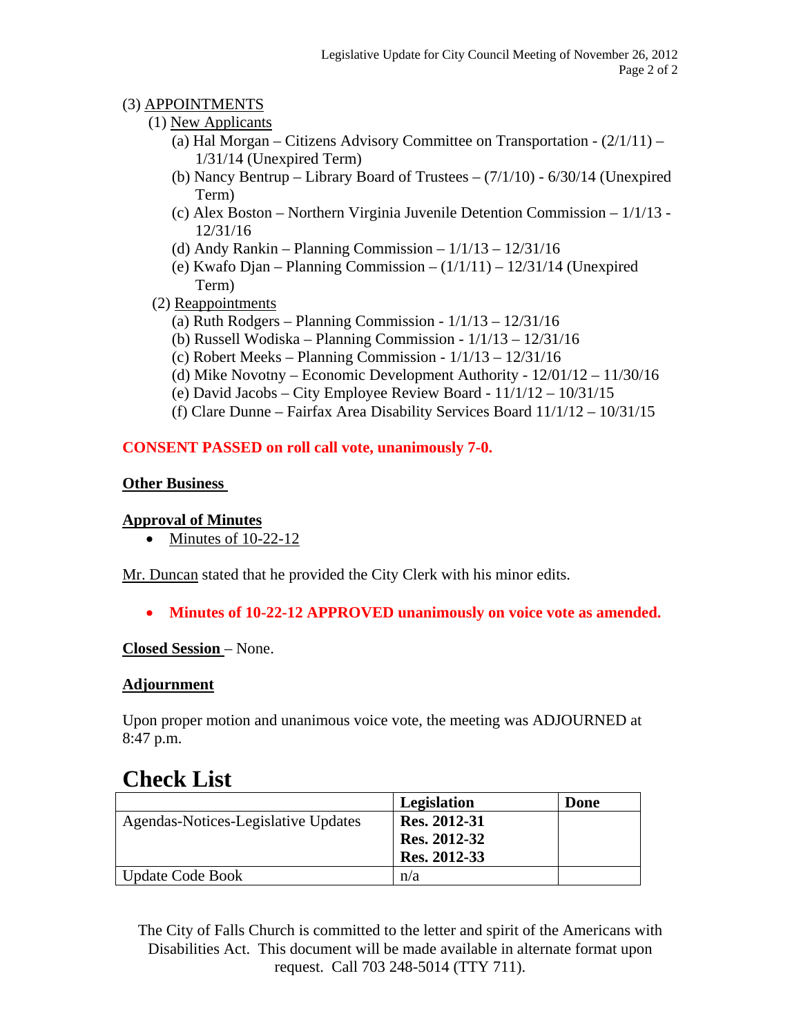(3) APPOINTMENTS

(1) New Applicants

(a) Hal Morgan – Citizens Advisory Committee on Transportation - (2/1/11) – 1/31/14 (Unexpired Term)

(b) Nancy Bentrup – Library Board of Trustees – (7/1/10) - 6/30/14 (Unexpired Term)

(c) Alex Boston – Northern Virginia Juvenile Detention Commission – 1/1/13 - 12/31/16

(d) Andy Rankin – Planning Commission – 1/1/13 – 12/31/16

(e) Kwafo Djan – Planning Commission – (1/1/11) – 12/31/14 (Unexpired Term)

(2) Reappointments

(a) Ruth Rodgers – Planning Commission - 1/1/13 – 12/31/16

(b) Russell Wodiska – Planning Commission - 1/1/13 – 12/31/16

(c) Robert Meeks – Planning Commission - 1/1/13 – 12/31/16

(d) Mike Novotny – Economic Development Authority - 12/01/12 – 11/30/16

(e) David Jacobs – City Employee Review Board - 11/1/12 – 10/31/15

(f) Clare Dunne – Fairfax Area Disability Services Board 11/1/12 – 10/31/15

**CONSENT PASSED on roll call vote, unanimously 7-0.**

**Other Business**

**Approval of Minutes**

- Minutes of 10-22-12

Mr. Duncan stated that he provided the City Clerk with his minor edits.

- **Minutes of 10-22-12 APPROVED unanimously on voice vote as amended.**

**Closed Session** – None.

**Adjournment**

Upon proper motion and unanimous voice vote, the meeting was ADJOURNED at 8:47 p.m.

# Check List

| | Legislation | Done |
|---|---|---|
| Agendas-Notices-Legislative Updates | **Res. 2012-31**<br>**Res. 2012-32**<br>**Res. 2012-33** | |
| Update Code Book | n/a | |

The City of Falls Church is committed to the letter and spirit of the Americans with Disabilities Act. This document will be made available in alternate format upon request. Call 703 248-5014 (TTY 711).